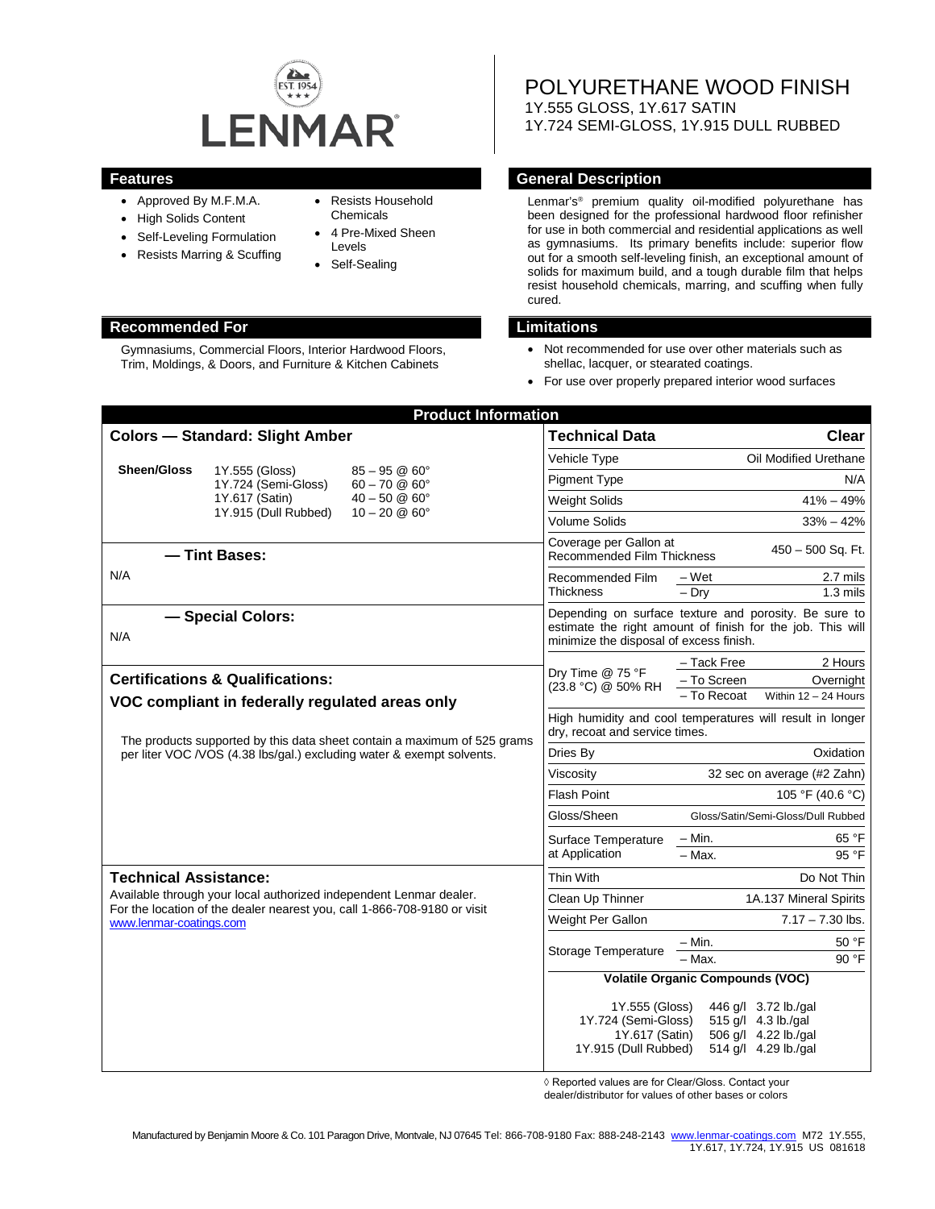LENMAR

# POLYURETHANE WOOD FINISH

1Y.555 GLOSS, 1Y.617 SATIN
1Y.724 SEMI-GLOSS, 1Y.915 DULL RUBBED

## Features

- Approved By M.F.M.A.
- High Solids Content
- Self-Leveling Formulation
- Resists Marring & Scuffing
- Resists Household Chemicals
- 4 Pre-Mixed Sheen Levels
- Self-Sealing

## General Description

Lenmar's® premium quality oil-modified polyurethane has been designed for the professional hardwood floor refinisher for use in both commercial and residential applications as well as gymnasiums. Its primary benefits include: superior flow out for a smooth self-leveling finish, an exceptional amount of solids for maximum build, and a tough durable film that helps resist household chemicals, marring, and scuffing when fully cured.

## Recommended For

Gymnasiums, Commercial Floors, Interior Hardwood Floors, Trim, Moldings, & Doors, and Furniture & Kitchen Cabinets

## Limitations

- Not recommended for use over other materials such as shellac, lacquer, or stearated coatings.
- For use over properly prepared interior wood surfaces

## Product Information

### Colors — Standard: Slight Amber

| Sheen/Gloss | | |
|---|---|---|
| | 1Y.555 (Gloss) | 85 – 95 @ 60° |
| | 1Y.724 (Semi-Gloss) | 60 – 70 @ 60° |
| | 1Y.617 (Satin) | 40 – 50 @ 60° |
| | 1Y.915 (Dull Rubbed) | 10 – 20 @ 60° |

### — Tint Bases:

N/A

### — Special Colors:

N/A

### Certifications & Qualifications:

**VOC compliant in federally regulated areas only**

The products supported by this data sheet contain a maximum of 525 grams per liter VOC /VOS (4.38 lbs/gal.) excluding water & exempt solvents.

### Technical Assistance:

Available through your local authorized independent Lenmar dealer. For the location of the dealer nearest you, call 1-866-708-9180 or visit www.lenmar-coatings.com

### Technical Data

| Technical Data | | Clear |
|---|---|---|
| Vehicle Type | | Oil Modified Urethane |
| Pigment Type | | N/A |
| Weight Solids | | 41% – 49% |
| Volume Solids | | 33% – 42% |
| Coverage per Gallon at Recommended Film Thickness | | 450 – 500 Sq. Ft. |
| Recommended Film Thickness | – Wet | 2.7 mils |
| | – Dry | 1.3 mils |

Depending on surface texture and porosity. Be sure to estimate the right amount of finish for the job. This will minimize the disposal of excess finish.

| | | |
|---|---|---|
| Dry Time @ 75 °F (23.8 °C) @ 50% RH | – Tack Free | 2 Hours |
| | – To Screen | Overnight |
| | – To Recoat | Within 12 – 24 Hours |

High humidity and cool temperatures will result in longer dry, recoat and service times.

| | | |
|---|---|---|
| Dries By | | Oxidation |
| Viscosity | | 32 sec on average (#2 Zahn) |
| Flash Point | | 105 °F (40.6 °C) |
| Gloss/Sheen | | Gloss/Satin/Semi-Gloss/Dull Rubbed |
| Surface Temperature at Application | – Min. | 65 °F |
| | – Max. | 95 °F |
| Thin With | | Do Not Thin |
| Clean Up Thinner | | 1A.137 Mineral Spirits |
| Weight Per Gallon | | 7.17 – 7.30 lbs. |
| Storage Temperature | – Min. | 50 °F |
| | – Max. | 90 °F |

**Volatile Organic Compounds (VOC)**

| | | |
|---|---|---|
| 1Y.555 (Gloss) | 446 g/l | 3.72 lb./gal |
| 1Y.724 (Semi-Gloss) | 515 g/l | 4.3 lb./gal |
| 1Y.617 (Satin) | 506 g/l | 4.22 lb./gal |
| 1Y.915 (Dull Rubbed) | 514 g/l | 4.29 lb./gal |

◊ Reported values are for Clear/Gloss. Contact your dealer/distributor for values of other bases or colors

Manufactured by Benjamin Moore & Co. 101 Paragon Drive, Montvale, NJ 07645 Tel: 866-708-9180 Fax: 888-248-2143 www.lenmar-coatings.com M72 1Y.555, 1Y.617, 1Y.724, 1Y.915 US 081618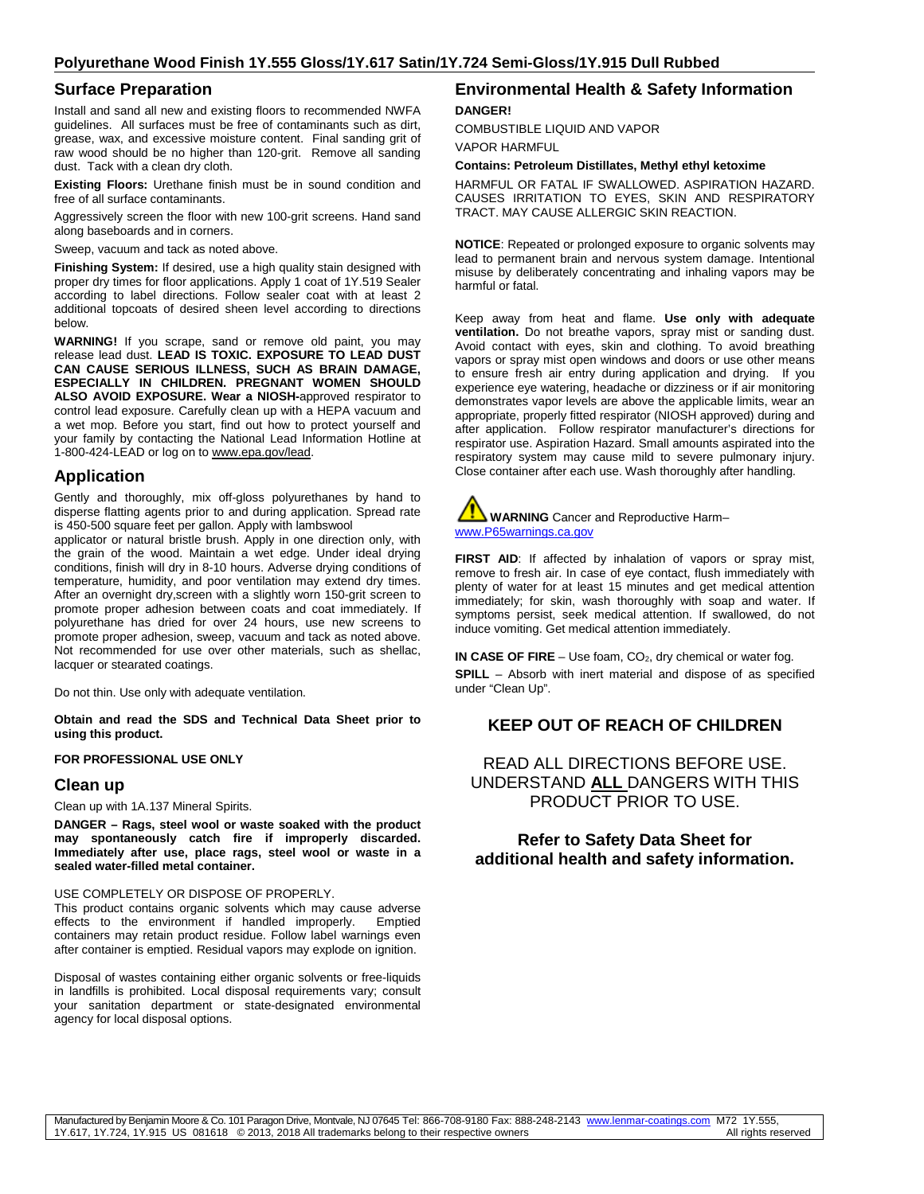# Polyurethane Wood Finish 1Y.555 Gloss/1Y.617 Satin/1Y.724 Semi-Gloss/1Y.915 Dull Rubbed

## Surface Preparation

Install and sand all new and existing floors to recommended NWFA guidelines. All surfaces must be free of contaminants such as dirt, grease, wax, and excessive moisture content. Final sanding grit of raw wood should be no higher than 120-grit. Remove all sanding dust. Tack with a clean dry cloth.

**Existing Floors:** Urethane finish must be in sound condition and free of all surface contaminants.

Aggressively screen the floor with new 100-grit screens. Hand sand along baseboards and in corners.

Sweep, vacuum and tack as noted above.

**Finishing System:** If desired, use a high quality stain designed with proper dry times for floor applications. Apply 1 coat of 1Y.519 Sealer according to label directions. Follow sealer coat with at least 2 additional topcoats of desired sheen level according to directions below.

**WARNING!** If you scrape, sand or remove old paint, you may release lead dust. **LEAD IS TOXIC. EXPOSURE TO LEAD DUST CAN CAUSE SERIOUS ILLNESS, SUCH AS BRAIN DAMAGE, ESPECIALLY IN CHILDREN. PREGNANT WOMEN SHOULD ALSO AVOID EXPOSURE. Wear a NIOSH-**approved respirator to control lead exposure. Carefully clean up with a HEPA vacuum and a wet mop. Before you start, find out how to protect yourself and your family by contacting the National Lead Information Hotline at 1-800-424-LEAD or log on to www.epa.gov/lead.

## Application

Gently and thoroughly, mix off-gloss polyurethanes by hand to disperse flatting agents prior to and during application. Spread rate is 450-500 square feet per gallon. Apply with lambswool applicator or natural bristle brush. Apply in one direction only, with the grain of the wood. Maintain a wet edge. Under ideal drying conditions, finish will dry in 8-10 hours. Adverse drying conditions of temperature, humidity, and poor ventilation may extend dry times. After an overnight dry,screen with a slightly worn 150-grit screen to promote proper adhesion between coats and coat immediately. If polyurethane has dried for over 24 hours, use new screens to promote proper adhesion, sweep, vacuum and tack as noted above. Not recommended for use over other materials, such as shellac, lacquer or stearated coatings.

Do not thin. Use only with adequate ventilation.

**Obtain and read the SDS and Technical Data Sheet prior to using this product.**

**FOR PROFESSIONAL USE ONLY**

## Clean up

Clean up with 1A.137 Mineral Spirits.

**DANGER – Rags, steel wool or waste soaked with the product may spontaneously catch fire if improperly discarded. Immediately after use, place rags, steel wool or waste in a sealed water-filled metal container.**

USE COMPLETELY OR DISPOSE OF PROPERLY.
This product contains organic solvents which may cause adverse effects to the environment if handled improperly. Emptied containers may retain product residue. Follow label warnings even after container is emptied. Residual vapors may explode on ignition.

Disposal of wastes containing either organic solvents or free-liquids in landfills is prohibited. Local disposal requirements vary; consult your sanitation department or state-designated environmental agency for local disposal options.

## Environmental Health & Safety Information

**DANGER!**

COMBUSTIBLE LIQUID AND VAPOR

VAPOR HARMFUL

**Contains: Petroleum Distillates, Methyl ethyl ketoxime**

HARMFUL OR FATAL IF SWALLOWED. ASPIRATION HAZARD. CAUSES IRRITATION TO EYES, SKIN AND RESPIRATORY TRACT. MAY CAUSE ALLERGIC SKIN REACTION.

**NOTICE**: Repeated or prolonged exposure to organic solvents may lead to permanent brain and nervous system damage. Intentional misuse by deliberately concentrating and inhaling vapors may be harmful or fatal.

Keep away from heat and flame. **Use only with adequate ventilation.** Do not breathe vapors, spray mist or sanding dust. Avoid contact with eyes, skin and clothing. To avoid breathing vapors or spray mist open windows and doors or use other means to ensure fresh air entry during application and drying. If you experience eye watering, headache or dizziness or if air monitoring demonstrates vapor levels are above the applicable limits, wear an appropriate, properly fitted respirator (NIOSH approved) during and after application. Follow respirator manufacturer's directions for respirator use. Aspiration Hazard. Small amounts aspirated into the respiratory system may cause mild to severe pulmonary injury. Close container after each use. Wash thoroughly after handling.

**WARNING** Cancer and Reproductive Harm– www.P65warnings.ca.gov

**FIRST AID**: If affected by inhalation of vapors or spray mist, remove to fresh air. In case of eye contact, flush immediately with plenty of water for at least 15 minutes and get medical attention immediately; for skin, wash thoroughly with soap and water. If symptoms persist, seek medical attention. If swallowed, do not induce vomiting. Get medical attention immediately.

**IN CASE OF FIRE** – Use foam, $CO_2$, dry chemical or water fog.

**SPILL** – Absorb with inert material and dispose of as specified under "Clean Up".

## KEEP OUT OF REACH OF CHILDREN

READ ALL DIRECTIONS BEFORE USE. UNDERSTAND **ALL** DANGERS WITH THIS PRODUCT PRIOR TO USE.

**Refer to Safety Data Sheet for additional health and safety information.**

Manufactured by Benjamin Moore & Co. 101 Paragon Drive, Montvale, NJ 07645 Tel: 866-708-9180 Fax: 888-248-2143 www.lenmar-coatings.com M72 1Y.555, 1Y.617, 1Y.724, 1Y.915 US 081618 © 2013, 2018 All trademarks belong to their respective owners All rights reserved